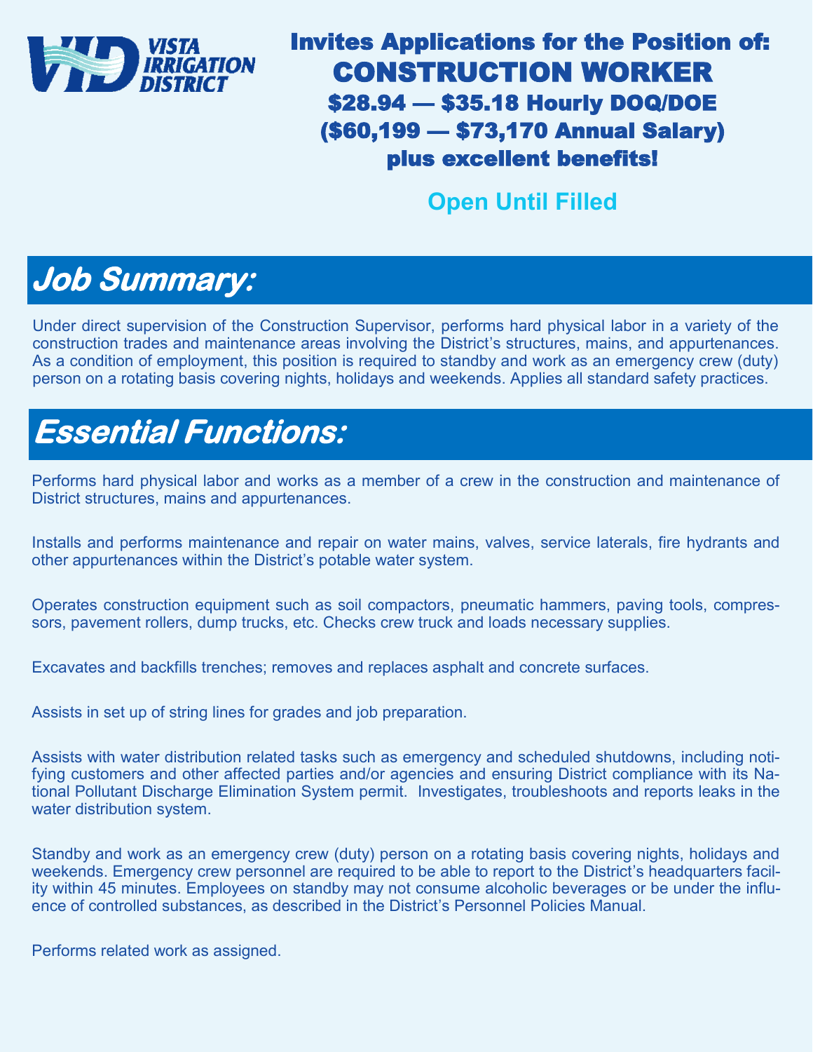VISTA IRRIGATION DISTRICT

# Invites Applications for the Position of:

# CONSTRUCTION WORKER

**$28.94 — $35.18 Hourly DOQ/DOE**

**($60,199 — $73,170 Annual Salary)**

**plus excellent benefits!**

**Open Until Filled**

## *Job Summary:*

Under direct supervision of the Construction Supervisor, performs hard physical labor in a variety of the construction trades and maintenance areas involving the District's structures, mains, and appurtenances. As a condition of employment, this position is required to standby and work as an emergency crew (duty) person on a rotating basis covering nights, holidays and weekends. Applies all standard safety practices.

## *Essential Functions:*

Performs hard physical labor and works as a member of a crew in the construction and maintenance of District structures, mains and appurtenances.

Installs and performs maintenance and repair on water mains, valves, service laterals, fire hydrants and other appurtenances within the District's potable water system.

Operates construction equipment such as soil compactors, pneumatic hammers, paving tools, compressors, pavement rollers, dump trucks, etc. Checks crew truck and loads necessary supplies.

Excavates and backfills trenches; removes and replaces asphalt and concrete surfaces.

Assists in set up of string lines for grades and job preparation.

Assists with water distribution related tasks such as emergency and scheduled shutdowns, including notifying customers and other affected parties and/or agencies and ensuring District compliance with its National Pollutant Discharge Elimination System permit. Investigates, troubleshoots and reports leaks in the water distribution system.

Standby and work as an emergency crew (duty) person on a rotating basis covering nights, holidays and weekends. Emergency crew personnel are required to be able to report to the District's headquarters facility within 45 minutes. Employees on standby may not consume alcoholic beverages or be under the influence of controlled substances, as described in the District's Personnel Policies Manual.

Performs related work as assigned.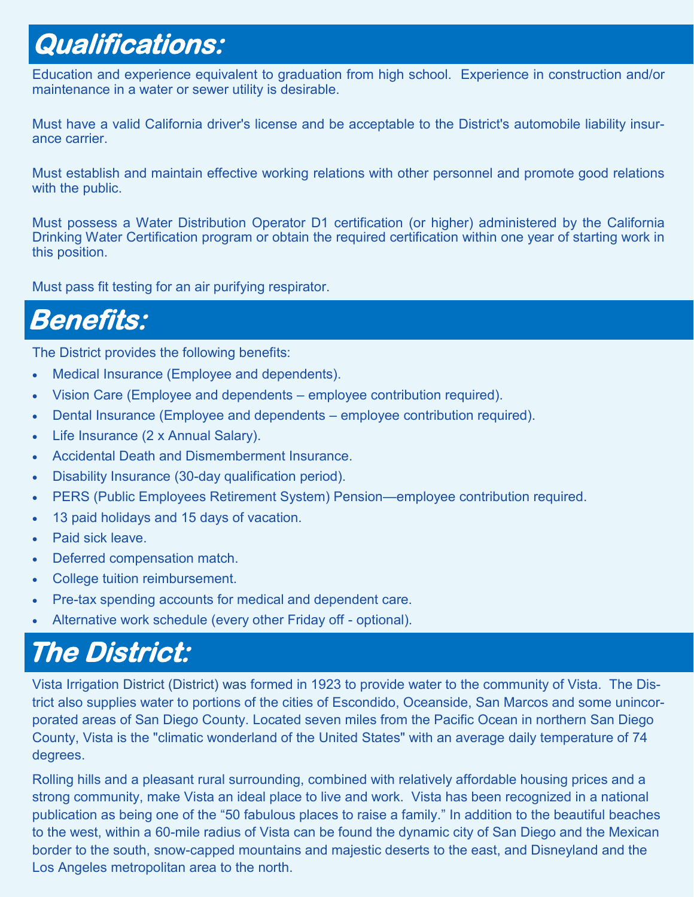## Qualifications:

Education and experience equivalent to graduation from high school. Experience in construction and/or maintenance in a water or sewer utility is desirable.

Must have a valid California driver's license and be acceptable to the District's automobile liability insurance carrier.

Must establish and maintain effective working relations with other personnel and promote good relations with the public.

Must possess a Water Distribution Operator D1 certification (or higher) administered by the California Drinking Water Certification program or obtain the required certification within one year of starting work in this position.

Must pass fit testing for an air purifying respirator.

## Benefits:

The District provides the following benefits:

- Medical Insurance (Employee and dependents).
- Vision Care (Employee and dependents – employee contribution required).
- Dental Insurance (Employee and dependents – employee contribution required).
- Life Insurance (2 x Annual Salary).
- Accidental Death and Dismemberment Insurance.
- Disability Insurance (30-day qualification period).
- PERS (Public Employees Retirement System) Pension—employee contribution required.
- 13 paid holidays and 15 days of vacation.
- Paid sick leave.
- Deferred compensation match.
- College tuition reimbursement.
- Pre-tax spending accounts for medical and dependent care.
- Alternative work schedule (every other Friday off - optional).

## The District:

Vista Irrigation District (District) was formed in 1923 to provide water to the community of Vista. The District also supplies water to portions of the cities of Escondido, Oceanside, San Marcos and some unincorporated areas of San Diego County. Located seven miles from the Pacific Ocean in northern San Diego County, Vista is the "climatic wonderland of the United States" with an average daily temperature of 74 degrees.

Rolling hills and a pleasant rural surrounding, combined with relatively affordable housing prices and a strong community, make Vista an ideal place to live and work. Vista has been recognized in a national publication as being one of the "50 fabulous places to raise a family." In addition to the beautiful beaches to the west, within a 60-mile radius of Vista can be found the dynamic city of San Diego and the Mexican border to the south, snow-capped mountains and majestic deserts to the east, and Disneyland and the Los Angeles metropolitan area to the north.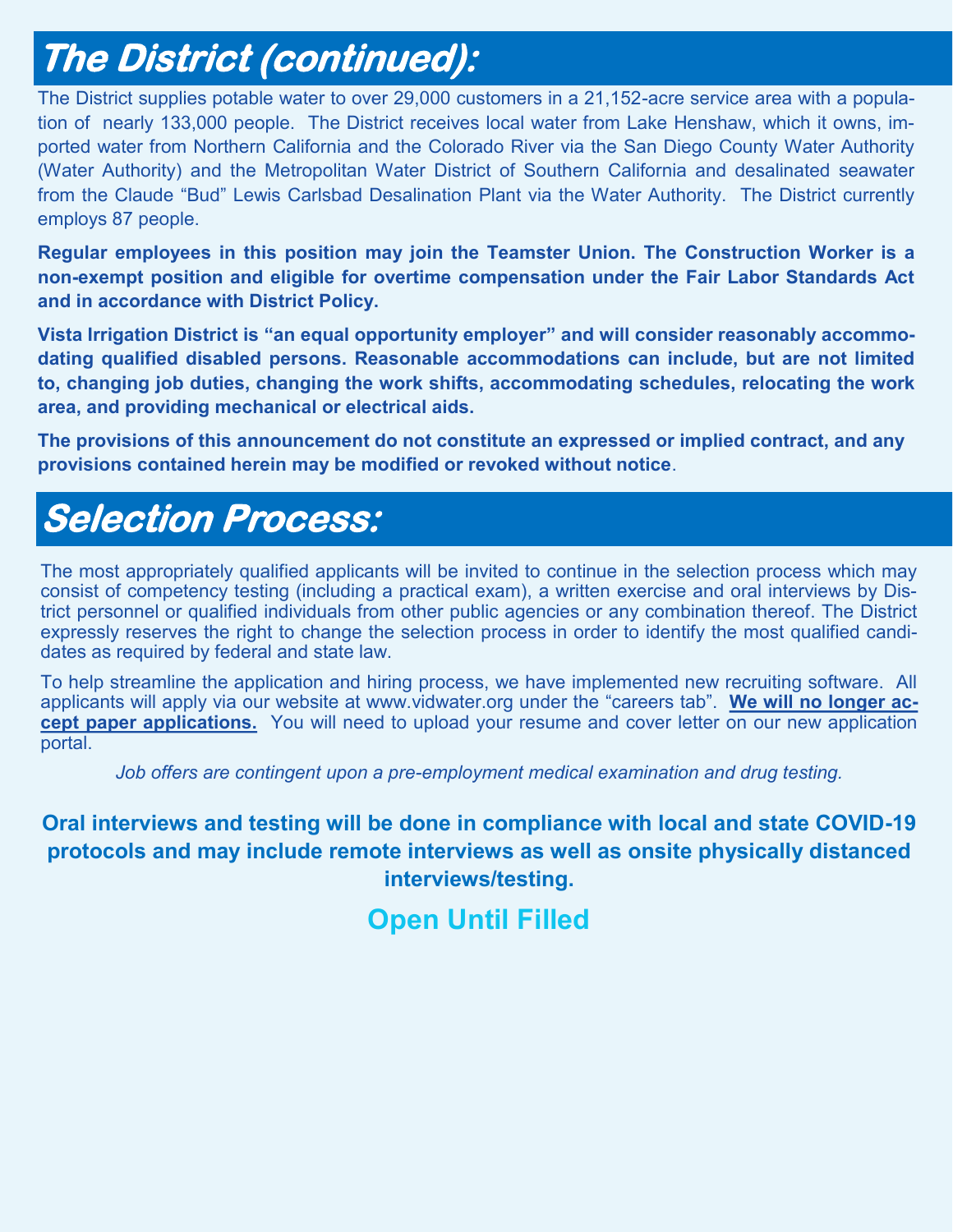## The District (continued):

The District supplies potable water to over 29,000 customers in a 21,152-acre service area with a population of nearly 133,000 people. The District receives local water from Lake Henshaw, which it owns, imported water from Northern California and the Colorado River via the San Diego County Water Authority (Water Authority) and the Metropolitan Water District of Southern California and desalinated seawater from the Claude "Bud" Lewis Carlsbad Desalination Plant via the Water Authority. The District currently employs 87 people.

**Regular employees in this position may join the Teamster Union. The Construction Worker is a non-exempt position and eligible for overtime compensation under the Fair Labor Standards Act and in accordance with District Policy.**

**Vista Irrigation District is "an equal opportunity employer" and will consider reasonably accommodating qualified disabled persons. Reasonable accommodations can include, but are not limited to, changing job duties, changing the work shifts, accommodating schedules, relocating the work area, and providing mechanical or electrical aids.**

**The provisions of this announcement do not constitute an expressed or implied contract, and any provisions contained herein may be modified or revoked without notice**.

## Selection Process:

The most appropriately qualified applicants will be invited to continue in the selection process which may consist of competency testing (including a practical exam), a written exercise and oral interviews by District personnel or qualified individuals from other public agencies or any combination thereof. The District expressly reserves the right to change the selection process in order to identify the most qualified candidates as required by federal and state law.

To help streamline the application and hiring process, we have implemented new recruiting software. All applicants will apply via our website at www.vidwater.org under the "careers tab". **We will no longer accept paper applications.** You will need to upload your resume and cover letter on our new application portal.

*Job offers are contingent upon a pre-employment medical examination and drug testing.*

**Oral interviews and testing will be done in compliance with local and state COVID-19 protocols and may include remote interviews as well as onsite physically distanced interviews/testing.**

**Open Until Filled**